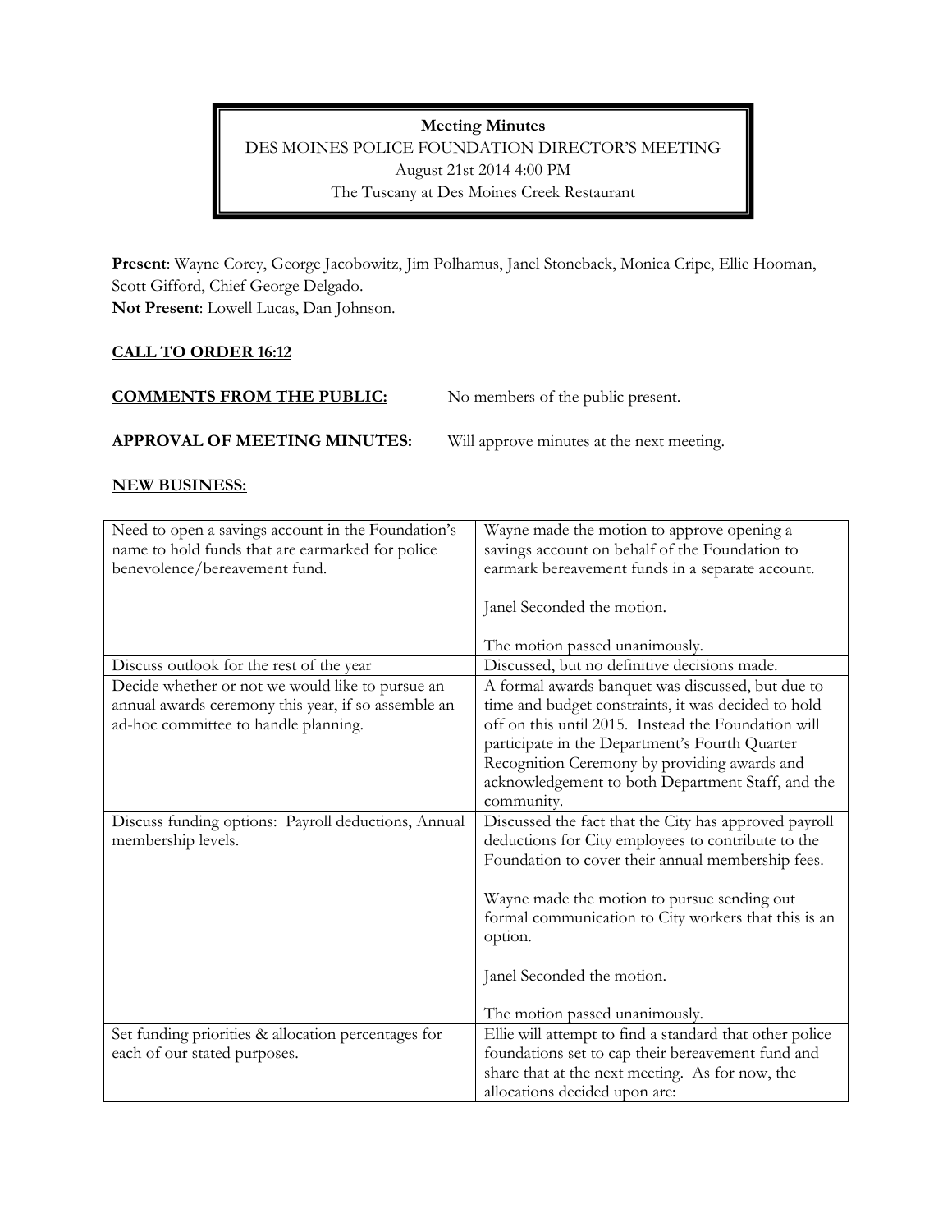**Meeting Minutes**
DES MOINES POLICE FOUNDATION DIRECTOR'S MEETING
August 21st 2014 4:00 PM
The Tuscany at Des Moines Creek Restaurant

**Present**: Wayne Corey, George Jacobowitz, Jim Polhamus, Janel Stoneback, Monica Cripe, Ellie Hooman, Scott Gifford, Chief George Delgado.
**Not Present**: Lowell Lucas, Dan Johnson.

**CALL TO ORDER 16:12**

**COMMENTS FROM THE PUBLIC:** No members of the public present.

**APPROVAL OF MEETING MINUTES:** Will approve minutes at the next meeting.

**NEW BUSINESS:**

| | |
|---|---|
| Need to open a savings account in the Foundation's name to hold funds that are earmarked for police benevolence/bereavement fund. | Wayne made the motion to approve opening a savings account on behalf of the Foundation to earmark bereavement funds in a separate account.<br><br>Janel Seconded the motion.<br><br>The motion passed unanimously. |
| Discuss outlook for the rest of the year | Discussed, but no definitive decisions made. |
| Decide whether or not we would like to pursue an annual awards ceremony this year, if so assemble an ad-hoc committee to handle planning. | A formal awards banquet was discussed, but due to time and budget constraints, it was decided to hold off on this until 2015. Instead the Foundation will participate in the Department's Fourth Quarter Recognition Ceremony by providing awards and acknowledgement to both Department Staff, and the community. |
| Discuss funding options: Payroll deductions, Annual membership levels. | Discussed the fact that the City has approved payroll deductions for City employees to contribute to the Foundation to cover their annual membership fees.<br><br>Wayne made the motion to pursue sending out formal communication to City workers that this is an option.<br><br>Janel Seconded the motion.<br><br>The motion passed unanimously. |
| Set funding priorities & allocation percentages for each of our stated purposes. | Ellie will attempt to find a standard that other police foundations set to cap their bereavement fund and share that at the next meeting. As for now, the allocations decided upon are: |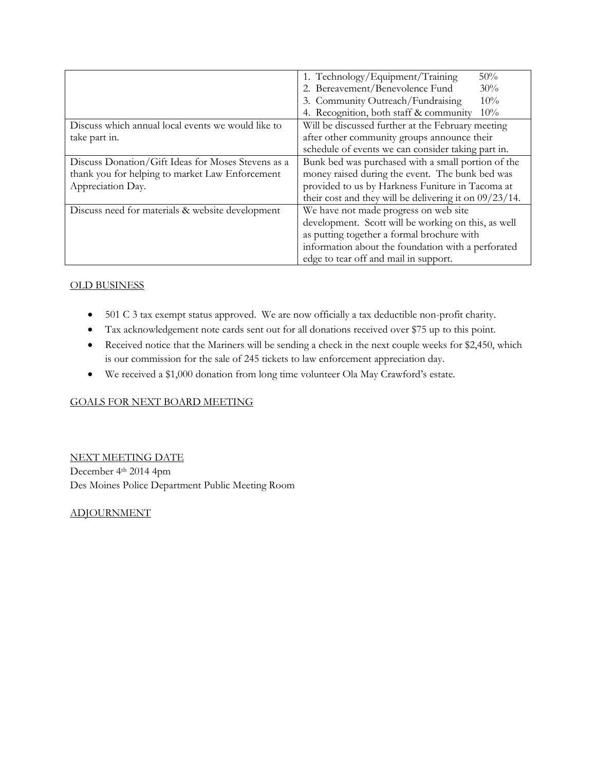| | |
|---|---|
| | 1. Technology/Equipment/Training 50%<br>2. Bereavement/Benevolence Fund 30%<br>3. Community Outreach/Fundraising 10%<br>4. Recognition, both staff & community 10% |
| Discuss which annual local events we would like to take part in. | Will be discussed further at the February meeting after other community groups announce their schedule of events we can consider taking part in. |
| Discuss Donation/Gift Ideas for Moses Stevens as a thank you for helping to market Law Enforcement Appreciation Day. | Bunk bed was purchased with a small portion of the money raised during the event. The bunk bed was provided to us by Harkness Funiture in Tacoma at their cost and they will be delivering it on 09/23/14. |
| Discuss need for materials & website development | We have not made progress on web site development. Scott will be working on this, as well as putting together a formal brochure with information about the foundation with a perforated edge to tear off and mail in support. |

OLD BUSINESS

- 501 C 3 tax exempt status approved. We are now officially a tax deductible non-profit charity.
- Tax acknowledgement note cards sent out for all donations received over $75 up to this point.
- Received notice that the Mariners will be sending a check in the next couple weeks for $2,450, which is our commission for the sale of 245 tickets to law enforcement appreciation day.
- We received a $1,000 donation from long time volunteer Ola May Crawford's estate.

GOALS FOR NEXT BOARD MEETING

NEXT MEETING DATE

December 4th 2014 4pm

Des Moines Police Department Public Meeting Room

ADJOURNMENT